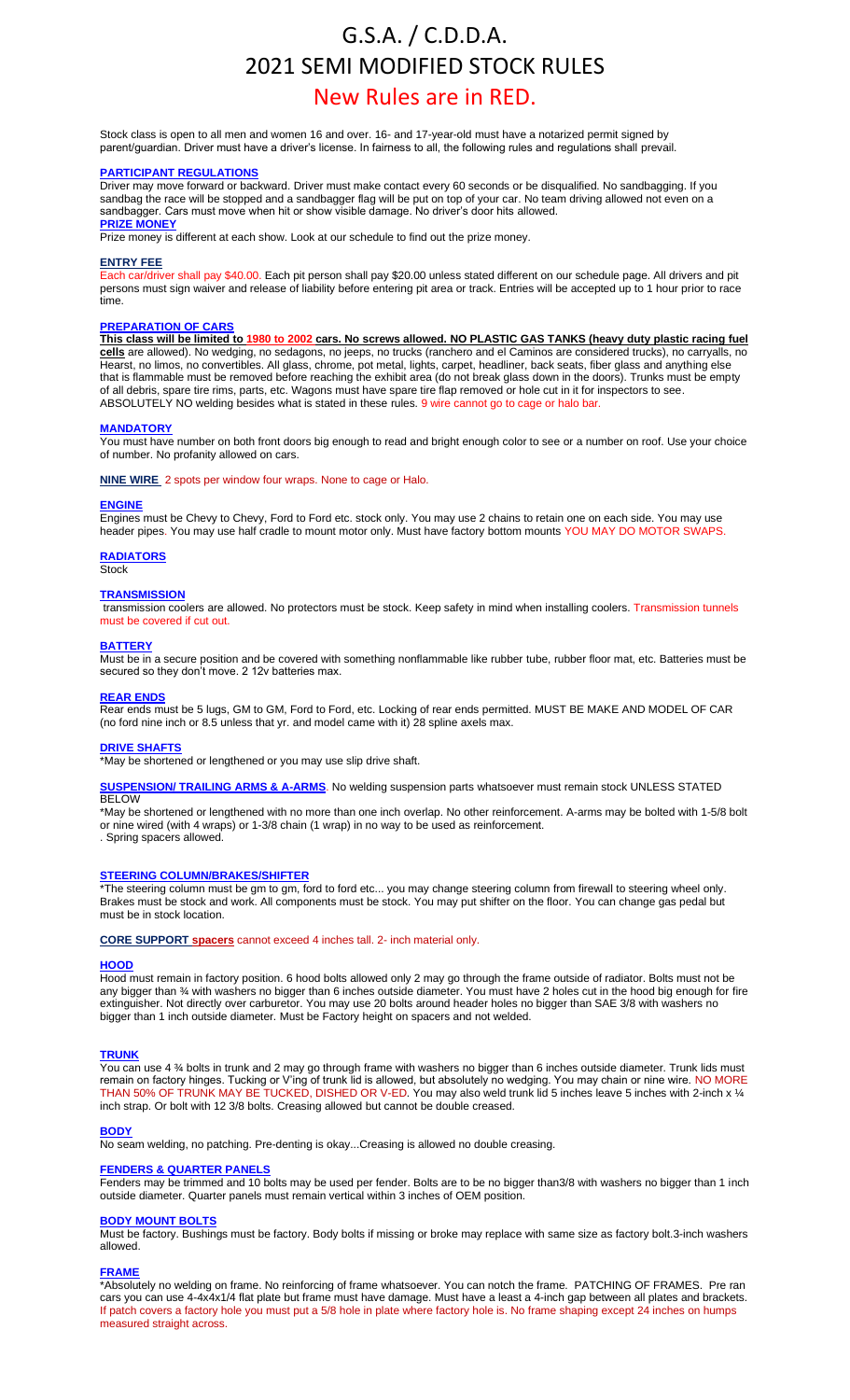# G.S.A. / C.D.D.A.
# 2021 SEMI MODIFIED STOCK RULES
## New Rules are in RED.

Stock class is open to all men and women 16 and over. 16- and 17-year-old must have a notarized permit signed by parent/guardian. Driver must have a driver's license. In fairness to all, the following rules and regulations shall prevail.

### PARTICIPANT REGULATIONS

Driver may move forward or backward. Driver must make contact every 60 seconds or be disqualified. No sandbagging. If you sandbag the race will be stopped and a sandbagger flag will be put on top of your car. No team driving allowed not even on a sandbagger. Cars must move when hit or show visible damage. No driver's door hits allowed.

### PRIZE MONEY

Prize money is different at each show. Look at our schedule to find out the prize money.

### ENTRY FEE

Each car/driver shall pay $40.00. Each pit person shall pay $20.00 unless stated different on our schedule page. All drivers and pit persons must sign waiver and release of liability before entering pit area or track. Entries will be accepted up to 1 hour prior to race time.

### PREPARATION OF CARS

**This class will be limited to 1980 to 2002 cars. No screws allowed. NO PLASTIC GAS TANKS (heavy duty plastic racing fuel cells are allowed).** No wedging, no sedagons, no jeeps, no trucks (ranchero and el Caminos are considered trucks), no carryalls, no Hearst, no limos, no convertibles. All glass, chrome, pot metal, lights, carpet, headliner, back seats, fiber glass and anything else that is flammable must be removed before reaching the exhibit area (do not break glass down in the doors). Trunks must be empty of all debris, spare tire rims, parts, etc. Wagons must have spare tire flap removed or hole cut in it for inspectors to see. ABSOLUTELY NO welding besides what is stated in these rules. 9 wire cannot go to cage or halo bar.

### MANDATORY

You must have number on both front doors big enough to read and bright enough color to see or a number on roof. Use your choice of number. No profanity allowed on cars.

**NINE WIRE** 2 spots per window four wraps. None to cage or Halo.

### ENGINE

Engines must be Chevy to Chevy, Ford to Ford etc. stock only. You may use 2 chains to retain one on each side. You may use header pipes. You may use half cradle to mount motor only. Must have factory bottom mounts YOU MAY DO MOTOR SWAPS.

### RADIATORS

Stock

### TRANSMISSION

transmission coolers are allowed. No protectors must be stock. Keep safety in mind when installing coolers. Transmission tunnels must be covered if cut out.

### BATTERY

Must be in a secure position and be covered with something nonflammable like rubber tube, rubber floor mat, etc. Batteries must be secured so they don't move. 2 12v batteries max.

### REAR ENDS

Rear ends must be 5 lugs, GM to GM, Ford to Ford, etc. Locking of rear ends permitted. MUST BE MAKE AND MODEL OF CAR (no ford nine inch or 8.5 unless that yr. and model came with it) 28 spline axels max.

### DRIVE SHAFTS

*May be shortened or lengthened or you may use slip drive shaft.

**SUSPENSION/ TRAILING ARMS & A-ARMS**. No welding suspension parts whatsoever must remain stock UNLESS STATED BELOW

*May be shortened or lengthened with no more than one inch overlap. No other reinforcement. A-arms may be bolted with 1-5/8 bolt or nine wired (with 4 wraps) or 1-3/8 chain (1 wrap) in no way to be used as reinforcement.

. Spring spacers allowed.

### STEERING COLUMN/BRAKES/SHIFTER

*The steering column must be gm to gm, ford to ford etc... you may change steering column from firewall to steering wheel only. Brakes must be stock and work. All components must be stock. You may put shifter on the floor. You can change gas pedal but must be in stock location.

**CORE SUPPORT spacers** cannot exceed 4 inches tall. 2- inch material only.

### HOOD

Hood must remain in factory position. 6 hood bolts allowed only 2 may go through the frame outside of radiator. Bolts must not be any bigger than ¾ with washers no bigger than 6 inches outside diameter. You must have 2 holes cut in the hood big enough for fire extinguisher. Not directly over carburetor. You may use 20 bolts around header holes no bigger than SAE 3/8 with washers no bigger than 1 inch outside diameter. Must be Factory height on spacers and not welded.

### TRUNK

You can use 4 ¾ bolts in trunk and 2 may go through frame with washers no bigger than 6 inches outside diameter. Trunk lids must remain on factory hinges. Tucking or V'ing of trunk lid is allowed, but absolutely no wedging. You may chain or nine wire. NO MORE THAN 50% OF TRUNK MAY BE TUCKED, DISHED OR V-ED. You may also weld trunk lid 5 inches leave 5 inches with 2-inch x ¼ inch strap. Or bolt with 12 3/8 bolts. Creasing allowed but cannot be double creased.

### BODY

No seam welding, no patching. Pre-denting is okay...Creasing is allowed no double creasing.

### FENDERS & QUARTER PANELS

Fenders may be trimmed and 10 bolts may be used per fender. Bolts are to be no bigger than3/8 with washers no bigger than 1 inch outside diameter. Quarter panels must remain vertical within 3 inches of OEM position.

### BODY MOUNT BOLTS

Must be factory. Bushings must be factory. Body bolts if missing or broke may replace with same size as factory bolt.3-inch washers allowed.

### FRAME

*Absolutely no welding on frame. No reinforcing of frame whatsoever. You can notch the frame. PATCHING OF FRAMES. Pre ran cars you can use 4-4x4x1/4 flat plate but frame must have damage. Must have a least a 4-inch gap between all plates and brackets. If patch covers a factory hole you must put a 5/8 hole in plate where factory hole is. No frame shaping except 24 inches on humps measured straight across.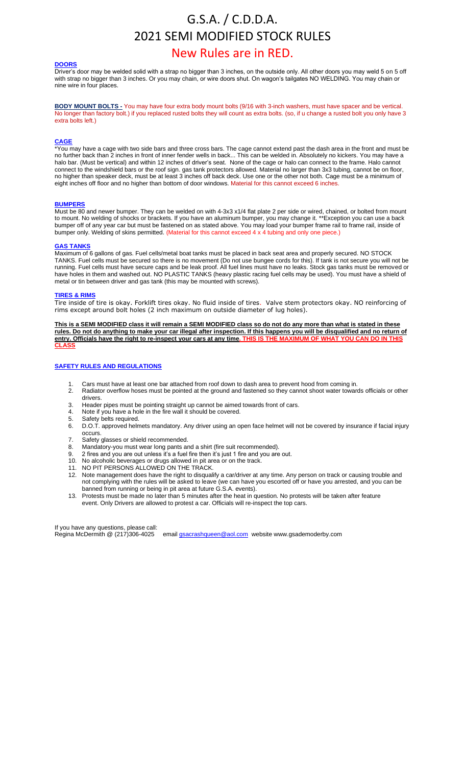# G.S.A. / C.D.D.A.

# 2021 SEMI MODIFIED STOCK RULES

## New Rules are in RED.

### DOORS

Driver's door may be welded solid with a strap no bigger than 3 inches, on the outside only. All other doors you may weld 5 on 5 off with strap no bigger than 3 inches. Or you may chain, or wire doors shut. On wagon's tailgates NO WELDING. You may chain or nine wire in four places.

**BODY MOUNT BOLTS -** You may have four extra body mount bolts (9/16 with 3-inch washers, must have spacer and be vertical. No longer than factory bolt.) if you replaced rusted bolts they will count as extra bolts. (so, if u change a rusted bolt you only have 3 extra bolts left.)

### CAGE

*You may have a cage with two side bars and three cross bars. The cage cannot extend past the dash area in the front and must be no further back than 2 inches in front of inner fender wells in back... This can be welded in. Absolutely no kickers. You may have a halo bar. (Must be vertical) and within 12 inches of driver's seat. None of the cage or halo can connect to the frame. Halo cannot connect to the windshield bars or the roof sign. gas tank protectors allowed. Material no larger than 3x3 tubing, cannot be on floor, no higher than speaker deck, must be at least 3 inches off back deck. Use one or the other not both. Cage must be a minimum of eight inches off floor and no higher than bottom of door windows. Material for this cannot exceed 6 inches.

### BUMPERS

Must be 80 and newer bumper. They can be welded on with 4-3x3 x1/4 flat plate 2 per side or wired, chained, or bolted from mount to mount. No welding of shocks or brackets. If you have an aluminum bumper, you may change it. **Exception you can use a back bumper off of any year car but must be fastened on as stated above. You may load your bumper frame rail to frame rail, inside of bumper only. Welding of skins permitted. (Material for this cannot exceed 4 x 4 tubing and only one piece.)

### GAS TANKS

Maximum of 6 gallons of gas. Fuel cells/metal boat tanks must be placed in back seat area and properly secured. NO STOCK TANKS. Fuel cells must be secured so there is no movement (Do not use bungee cords for this). If tank is not secure you will not be running. Fuel cells must have secure caps and be leak proof. All fuel lines must have no leaks. Stock gas tanks must be removed or have holes in them and washed out. NO PLASTIC TANKS (heavy plastic racing fuel cells may be used). You must have a shield of metal or tin between driver and gas tank (this may be mounted with screws).

### TIRES & RIMS

Tire inside of tire is okay. Forklift tires okay. No fluid inside of tires. Valve stem protectors okay. NO reinforcing of rims except around bolt holes (2 inch maximum on outside diameter of lug holes).

**This is a SEMI MODIFIED class it will remain a SEMI MODIFIED class so do not do any more than what is stated in these rules. Do not do anything to make your car illegal after inspection. If this happens you will be disqualified and no return of entry. Officials have the right to re-inspect your cars at any time. THIS IS THE MAXIMUM OF WHAT YOU CAN DO IN THIS CLASS**

### SAFETY RULES AND REGULATIONS

1. Cars must have at least one bar attached from roof down to dash area to prevent hood from coming in.
2. Radiator overflow hoses must be pointed at the ground and fastened so they cannot shoot water towards officials or other drivers.
3. Header pipes must be pointing straight up cannot be aimed towards front of cars.
4. Note if you have a hole in the fire wall it should be covered.
5. Safety belts required.
6. D.O.T. approved helmets mandatory. Any driver using an open face helmet will not be covered by insurance if facial injury occurs.
7. Safety glasses or shield recommended.
8. Mandatory-you must wear long pants and a shirt (fire suit recommended).
9. 2 fires and you are out unless it's a fuel fire then it's just 1 fire and you are out.
10. No alcoholic beverages or drugs allowed in pit area or on the track.
11. NO PIT PERSONS ALLOWED ON THE TRACK.
12. Note management does have the right to disqualify a car/driver at any time. Any person on track or causing trouble and not complying with the rules will be asked to leave (we can have you escorted off or have you arrested, and you can be banned from running or being in pit area at future G.S.A. events).
13. Protests must be made no later than 5 minutes after the heat in question. No protests will be taken after feature event. Only Drivers are allowed to protest a car. Officials will re-inspect the top cars.

If you have any questions, please call:
Regina McDermith @ (217)306-4025 email gsacrashqueen@aol.com website www.gsademoderby.com